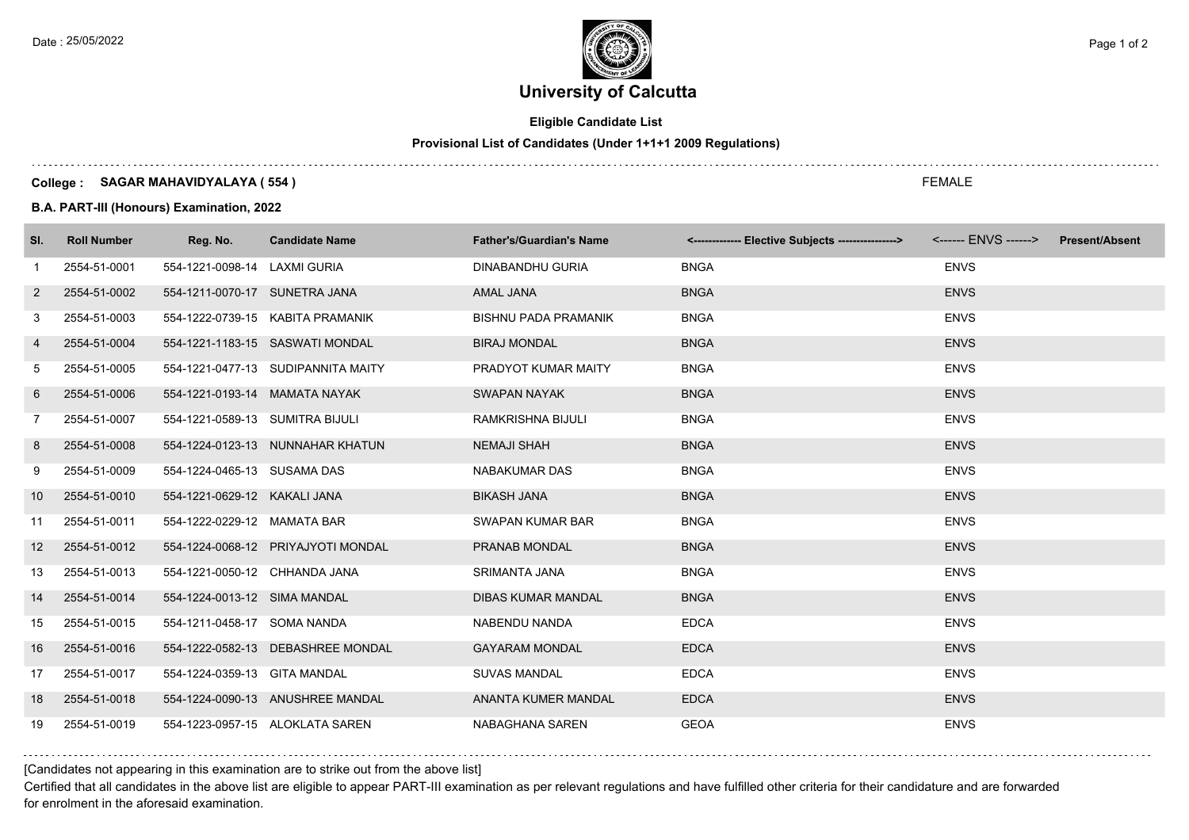# University of Calcutta

**Eligible Candidate List**

**Provisional List of Candidates (Under 1+1+1 2009 Regulations)**

**College : SAGAR MAHAVIDYALAYA ( 554 )**

FEMALE

**B.A. PART-III (Honours) Examination, 2022**

| Sl. | Roll Number | Reg. No. | Candidate Name | Father's/Guardian's Name | <------------- Elective Subjects ----------------> | <------ ENVS ------> | Present/Absent |
|---|---|---|---|---|---|---|---|
| 1 | 2554-51-0001 | 554-1221-0098-14 | LAXMI GURIA | DINABANDHU GURIA | BNGA | ENVS | |
| 2 | 2554-51-0002 | 554-1211-0070-17 | SUNETRA JANA | AMAL JANA | BNGA | ENVS | |
| 3 | 2554-51-0003 | 554-1222-0739-15 | KABITA PRAMANIK | BISHNU PADA PRAMANIK | BNGA | ENVS | |
| 4 | 2554-51-0004 | 554-1221-1183-15 | SASWATI MONDAL | BIRAJ MONDAL | BNGA | ENVS | |
| 5 | 2554-51-0005 | 554-1221-0477-13 | SUDIPANNITA MAITY | PRADYOT KUMAR MAITY | BNGA | ENVS | |
| 6 | 2554-51-0006 | 554-1221-0193-14 | MAMATA NAYAK | SWAPAN NAYAK | BNGA | ENVS | |
| 7 | 2554-51-0007 | 554-1221-0589-13 | SUMITRA BIJULI | RAMKRISHNA BIJULI | BNGA | ENVS | |
| 8 | 2554-51-0008 | 554-1224-0123-13 | NUNNAHAR KHATUN | NEMAJI SHAH | BNGA | ENVS | |
| 9 | 2554-51-0009 | 554-1224-0465-13 | SUSAMA DAS | NABAKUMAR DAS | BNGA | ENVS | |
| 10 | 2554-51-0010 | 554-1221-0629-12 | KAKALI JANA | BIKASH JANA | BNGA | ENVS | |
| 11 | 2554-51-0011 | 554-1222-0229-12 | MAMATA BAR | SWAPAN KUMAR BAR | BNGA | ENVS | |
| 12 | 2554-51-0012 | 554-1224-0068-12 | PRIYAJYOTI MONDAL | PRANAB MONDAL | BNGA | ENVS | |
| 13 | 2554-51-0013 | 554-1221-0050-12 | CHHANDA JANA | SRIMANTA JANA | BNGA | ENVS | |
| 14 | 2554-51-0014 | 554-1224-0013-12 | SIMA MANDAL | DIBAS KUMAR MANDAL | BNGA | ENVS | |
| 15 | 2554-51-0015 | 554-1211-0458-17 | SOMA NANDA | NABENDU NANDA | EDCA | ENVS | |
| 16 | 2554-51-0016 | 554-1222-0582-13 | DEBASHREE MONDAL | GAYARAM MONDAL | EDCA | ENVS | |
| 17 | 2554-51-0017 | 554-1224-0359-13 | GITA MANDAL | SUVAS MANDAL | EDCA | ENVS | |
| 18 | 2554-51-0018 | 554-1224-0090-13 | ANUSHREE MANDAL | ANANTA KUMER MANDAL | EDCA | ENVS | |
| 19 | 2554-51-0019 | 554-1223-0957-15 | ALOKLATA SAREN | NABAGHANA SAREN | GEOA | ENVS | |

[Candidates not appearing in this examination are to strike out from the above list]

Certified that all candidates in the above list are eligible to appear PART-III examination as per relevant regulations and have fulfilled other criteria for their candidature and are forwarded for enrolment in the aforesaid examination.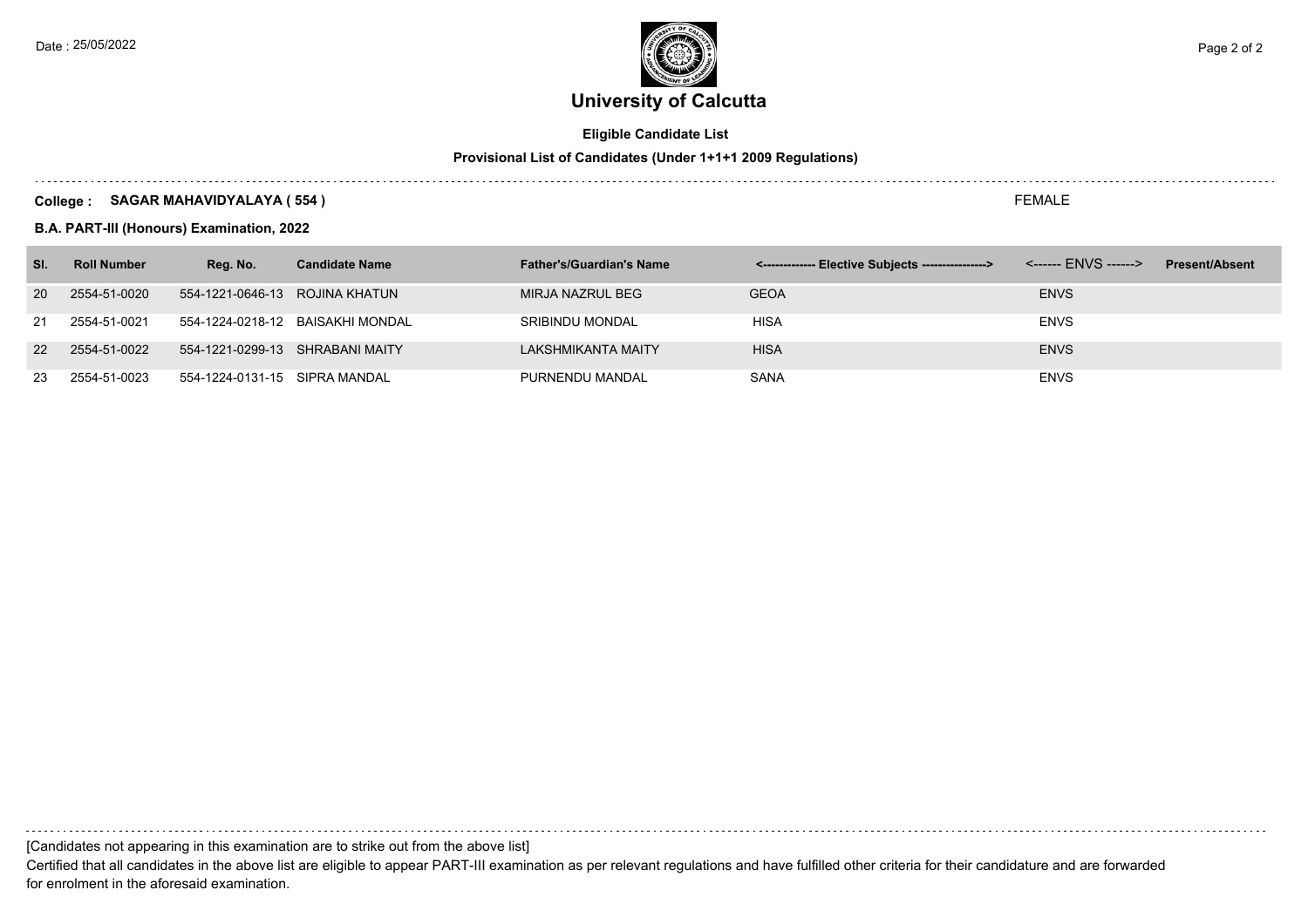# University of Calcutta

**Eligible Candidate List**

**Provisional List of Candidates (Under 1+1+1 2009 Regulations)**

**College : SAGAR MAHAVIDYALAYA ( 554 )**

FEMALE

**B.A. PART-III (Honours) Examination, 2022**

| Sl. | Roll Number | Reg. No. | Candidate Name | Father's/Guardian's Name | <------------- Elective Subjects ----------------> | <------ ENVS ------> | Present/Absent |
|---|---|---|---|---|---|---|---|
| 20 | 2554-51-0020 | 554-1221-0646-13 | ROJINA KHATUN | MIRJA NAZRUL BEG | GEOA | ENVS | |
| 21 | 2554-51-0021 | 554-1224-0218-12 | BAISAKHI MONDAL | SRIBINDU MONDAL | HISA | ENVS | |
| 22 | 2554-51-0022 | 554-1221-0299-13 | SHRABANI MAITY | LAKSHMIKANTA MAITY | HISA | ENVS | |
| 23 | 2554-51-0023 | 554-1224-0131-15 | SIPRA MANDAL | PURNENDU MANDAL | SANA | ENVS | |

[Candidates not appearing in this examination are to strike out from the above list]

Certified that all candidates in the above list are eligible to appear PART-III examination as per relevant regulations and have fulfilled other criteria for their candidature and are forwarded for enrolment in the aforesaid examination.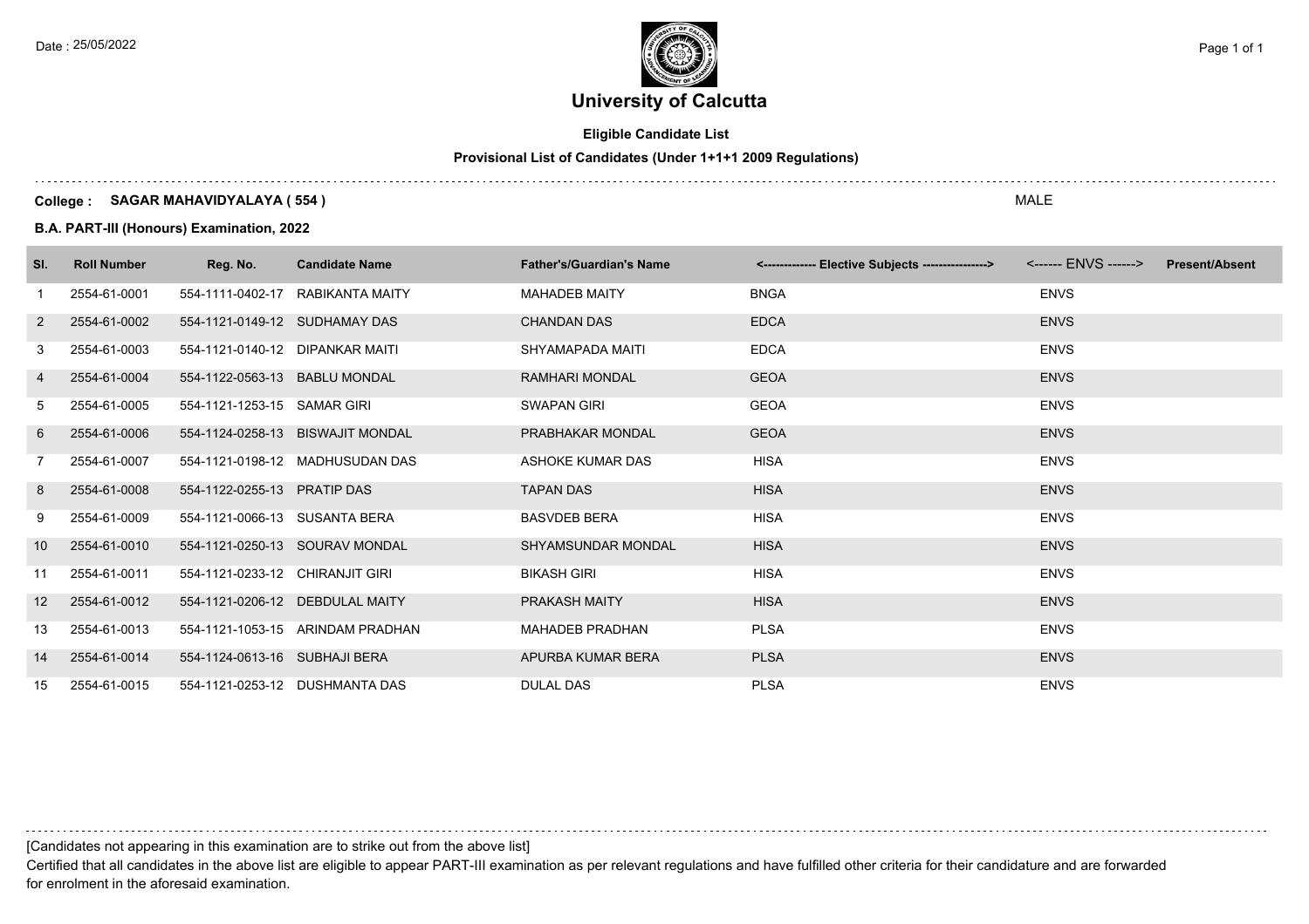# University of Calcutta

**Eligible Candidate List**

**Provisional List of Candidates (Under 1+1+1 2009 Regulations)**

**College : SAGAR MAHAVIDYALAYA ( 554 )** MALE

**B.A. PART-III (Honours) Examination, 2022**

| Sl. | Roll Number | Reg. No. | Candidate Name | Father's/Guardian's Name | <------------- Elective Subjects ----------------> | <------ ENVS ------> | Present/Absent |
|---|---|---|---|---|---|---|---|
| 1 | 2554-61-0001 | 554-1111-0402-17 | RABIKANTA MAITY | MAHADEB MAITY | BNGA | ENVS | |
| 2 | 2554-61-0002 | 554-1121-0149-12 | SUDHAMAY DAS | CHANDAN DAS | EDCA | ENVS | |
| 3 | 2554-61-0003 | 554-1121-0140-12 | DIPANKAR MAITI | SHYAMAPADA MAITI | EDCA | ENVS | |
| 4 | 2554-61-0004 | 554-1122-0563-13 | BABLU MONDAL | RAMHARI MONDAL | GEOA | ENVS | |
| 5 | 2554-61-0005 | 554-1121-1253-15 | SAMAR GIRI | SWAPAN GIRI | GEOA | ENVS | |
| 6 | 2554-61-0006 | 554-1124-0258-13 | BISWAJIT MONDAL | PRABHAKAR MONDAL | GEOA | ENVS | |
| 7 | 2554-61-0007 | 554-1121-0198-12 | MADHUSUDAN DAS | ASHOKE KUMAR DAS | HISA | ENVS | |
| 8 | 2554-61-0008 | 554-1122-0255-13 | PRATIP DAS | TAPAN DAS | HISA | ENVS | |
| 9 | 2554-61-0009 | 554-1121-0066-13 | SUSANTA BERA | BASVDEB BERA | HISA | ENVS | |
| 10 | 2554-61-0010 | 554-1121-0250-13 | SOURAV MONDAL | SHYAMSUNDAR MONDAL | HISA | ENVS | |
| 11 | 2554-61-0011 | 554-1121-0233-12 | CHIRANJIT GIRI | BIKASH GIRI | HISA | ENVS | |
| 12 | 2554-61-0012 | 554-1121-0206-12 | DEBDULAL MAITY | PRAKASH MAITY | HISA | ENVS | |
| 13 | 2554-61-0013 | 554-1121-1053-15 | ARINDAM PRADHAN | MAHADEB PRADHAN | PLSA | ENVS | |
| 14 | 2554-61-0014 | 554-1124-0613-16 | SUBHAJI BERA | APURBA KUMAR BERA | PLSA | ENVS | |
| 15 | 2554-61-0015 | 554-1121-0253-12 | DUSHMANTA DAS | DULAL DAS | PLSA | ENVS | |

[Candidates not appearing in this examination are to strike out from the above list]

Certified that all candidates in the above list are eligible to appear PART-III examination as per relevant regulations and have fulfilled other criteria for their candidature and are forwarded for enrolment in the aforesaid examination.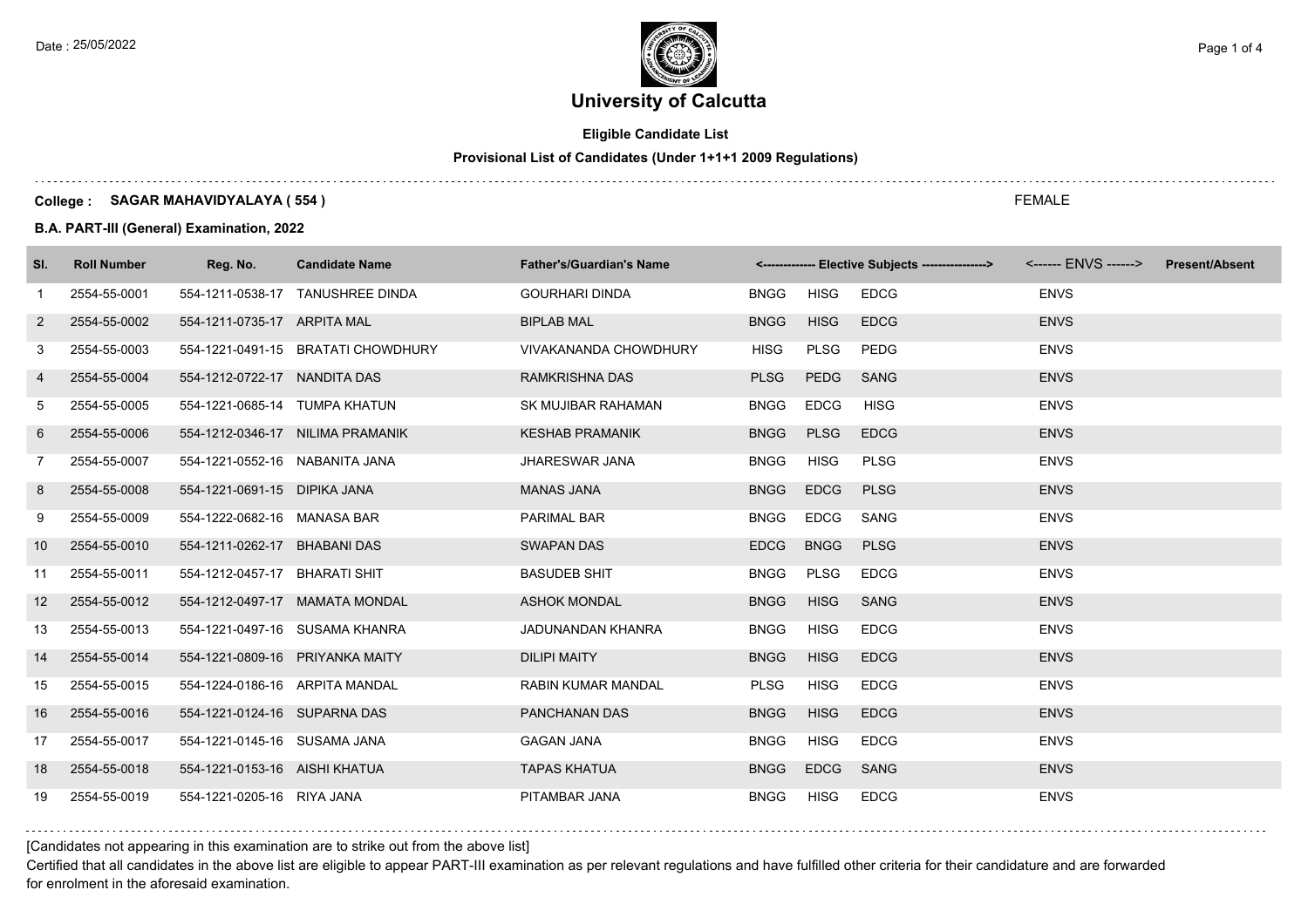# University of Calcutta

**Eligible Candidate List**

**Provisional List of Candidates (Under 1+1+1 2009 Regulations)**

**College : SAGAR MAHAVIDYALAYA ( 554 )** FEMALE

**B.A. PART-III (General) Examination, 2022**

| Sl. | Roll Number | Reg. No. | Candidate Name | Father's/Guardian's Name | <------------- Elective Subjects ----------------> | | | <------ ENVS ------> | Present/Absent |
|---|---|---|---|---|---|---|---|---|---|
| 1 | 2554-55-0001 | 554-1211-0538-17 | TANUSHREE DINDA | GOURHARI DINDA | BNGG | HISG | EDCG | ENVS | |
| 2 | 2554-55-0002 | 554-1211-0735-17 | ARPITA MAL | BIPLAB MAL | BNGG | HISG | EDCG | ENVS | |
| 3 | 2554-55-0003 | 554-1221-0491-15 | BRATATI CHOWDHURY | VIVAKANANDA CHOWDHURY | HISG | PLSG | PEDG | ENVS | |
| 4 | 2554-55-0004 | 554-1212-0722-17 | NANDITA DAS | RAMKRISHNA DAS | PLSG | PEDG | SANG | ENVS | |
| 5 | 2554-55-0005 | 554-1221-0685-14 | TUMPA KHATUN | SK MUJIBAR RAHAMAN | BNGG | EDCG | HISG | ENVS | |
| 6 | 2554-55-0006 | 554-1212-0346-17 | NILIMA PRAMANIK | KESHAB PRAMANIK | BNGG | PLSG | EDCG | ENVS | |
| 7 | 2554-55-0007 | 554-1221-0552-16 | NABANITA JANA | JHARESWAR JANA | BNGG | HISG | PLSG | ENVS | |
| 8 | 2554-55-0008 | 554-1221-0691-15 | DIPIKA JANA | MANAS JANA | BNGG | EDCG | PLSG | ENVS | |
| 9 | 2554-55-0009 | 554-1222-0682-16 | MANASA BAR | PARIMAL BAR | BNGG | EDCG | SANG | ENVS | |
| 10 | 2554-55-0010 | 554-1211-0262-17 | BHABANI DAS | SWAPAN DAS | EDCG | BNGG | PLSG | ENVS | |
| 11 | 2554-55-0011 | 554-1212-0457-17 | BHARATI SHIT | BASUDEB SHIT | BNGG | PLSG | EDCG | ENVS | |
| 12 | 2554-55-0012 | 554-1212-0497-17 | MAMATA MONDAL | ASHOK MONDAL | BNGG | HISG | SANG | ENVS | |
| 13 | 2554-55-0013 | 554-1221-0497-16 | SUSAMA KHANRA | JADUNANDAN KHANRA | BNGG | HISG | EDCG | ENVS | |
| 14 | 2554-55-0014 | 554-1221-0809-16 | PRIYANKA MAITY | DILIPI MAITY | BNGG | HISG | EDCG | ENVS | |
| 15 | 2554-55-0015 | 554-1224-0186-16 | ARPITA MANDAL | RABIN KUMAR MANDAL | PLSG | HISG | EDCG | ENVS | |
| 16 | 2554-55-0016 | 554-1221-0124-16 | SUPARNA DAS | PANCHANAN DAS | BNGG | HISG | EDCG | ENVS | |
| 17 | 2554-55-0017 | 554-1221-0145-16 | SUSAMA JANA | GAGAN JANA | BNGG | HISG | EDCG | ENVS | |
| 18 | 2554-55-0018 | 554-1221-0153-16 | AISHI KHATUA | TAPAS KHATUA | BNGG | EDCG | SANG | ENVS | |
| 19 | 2554-55-0019 | 554-1221-0205-16 | RIYA JANA | PITAMBAR JANA | BNGG | HISG | EDCG | ENVS | |

[Candidates not appearing in this examination are to strike out from the above list]

Certified that all candidates in the above list are eligible to appear PART-III examination as per relevant regulations and have fulfilled other criteria for their candidature and are forwarded for enrolment in the aforesaid examination.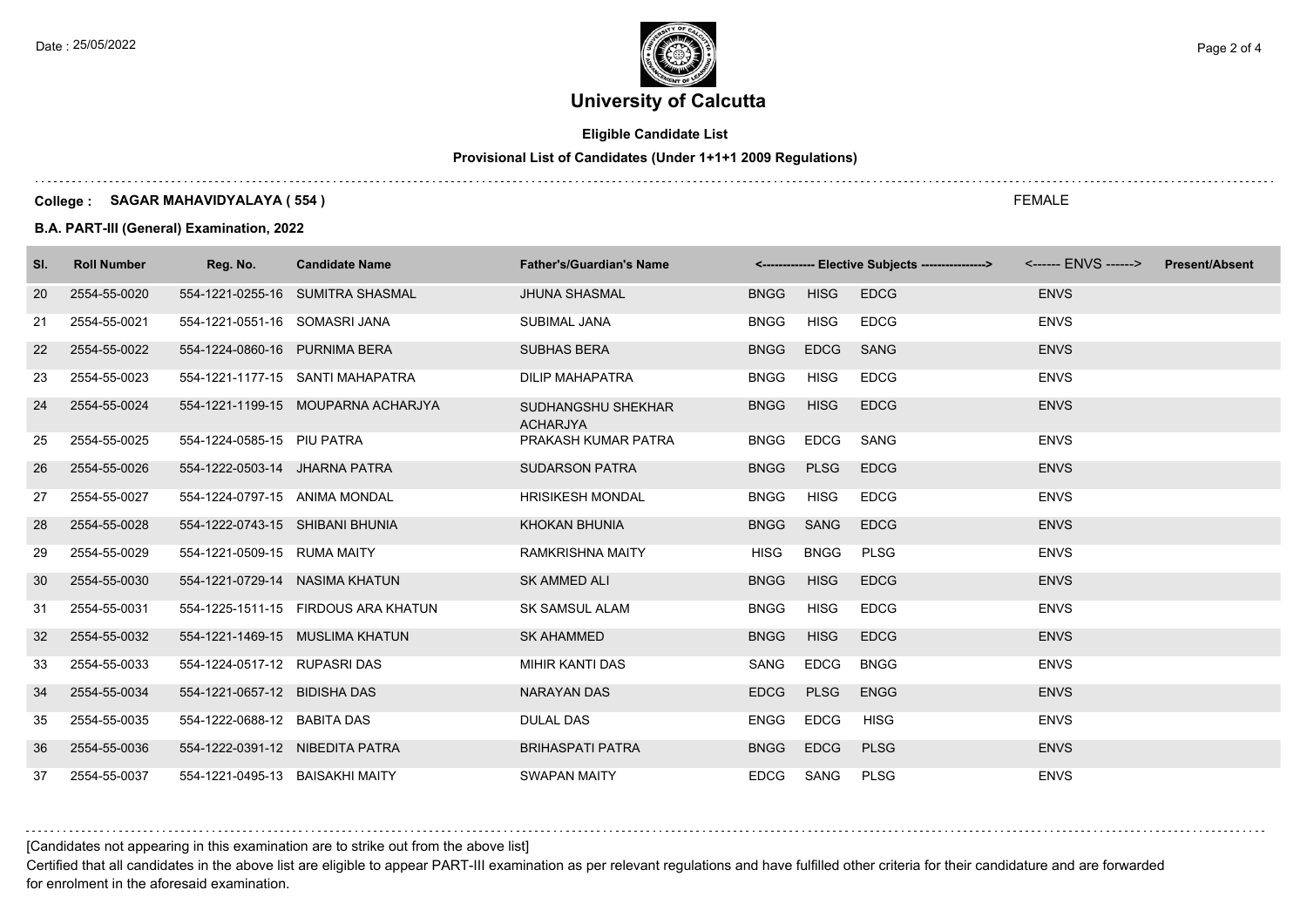# University of Calcutta

**Eligible Candidate List**

**Provisional List of Candidates (Under 1+1+1 2009 Regulations)**

**College : SAGAR MAHAVIDYALAYA ( 554 )** FEMALE

**B.A. PART-III (General) Examination, 2022**

| Sl. | Roll Number | Reg. No. | Candidate Name | Father's/Guardian's Name | <------------- Elective Subjects ----------------> | | | <------ ENVS ------> | Present/Absent |
|---|---|---|---|---|---|---|---|---|---|
| 20 | 2554-55-0020 | 554-1221-0255-16 | SUMITRA SHASMAL | JHUNA SHASMAL | BNGG | HISG | EDCG | ENVS | |
| 21 | 2554-55-0021 | 554-1221-0551-16 | SOMASRI JANA | SUBIMAL JANA | BNGG | HISG | EDCG | ENVS | |
| 22 | 2554-55-0022 | 554-1224-0860-16 | PURNIMA BERA | SUBHAS BERA | BNGG | EDCG | SANG | ENVS | |
| 23 | 2554-55-0023 | 554-1221-1177-15 | SANTI MAHAPATRA | DILIP MAHAPATRA | BNGG | HISG | EDCG | ENVS | |
| 24 | 2554-55-0024 | 554-1221-1199-15 | MOUPARNA ACHARJYA | SUDHANGSHU SHEKHAR ACHARJYA | BNGG | HISG | EDCG | ENVS | |
| 25 | 2554-55-0025 | 554-1224-0585-15 | PIU PATRA | PRAKASH KUMAR PATRA | BNGG | EDCG | SANG | ENVS | |
| 26 | 2554-55-0026 | 554-1222-0503-14 | JHARNA PATRA | SUDARSON PATRA | BNGG | PLSG | EDCG | ENVS | |
| 27 | 2554-55-0027 | 554-1224-0797-15 | ANIMA MONDAL | HRISIKESH MONDAL | BNGG | HISG | EDCG | ENVS | |
| 28 | 2554-55-0028 | 554-1222-0743-15 | SHIBANI BHUNIA | KHOKAN BHUNIA | BNGG | SANG | EDCG | ENVS | |
| 29 | 2554-55-0029 | 554-1221-0509-15 | RUMA MAITY | RAMKRISHNA MAITY | HISG | BNGG | PLSG | ENVS | |
| 30 | 2554-55-0030 | 554-1221-0729-14 | NASIMA KHATUN | SK AMMED ALI | BNGG | HISG | EDCG | ENVS | |
| 31 | 2554-55-0031 | 554-1225-1511-15 | FIRDOUS ARA KHATUN | SK SAMSUL ALAM | BNGG | HISG | EDCG | ENVS | |
| 32 | 2554-55-0032 | 554-1221-1469-15 | MUSLIMA KHATUN | SK AHAMMED | BNGG | HISG | EDCG | ENVS | |
| 33 | 2554-55-0033 | 554-1224-0517-12 | RUPASRI DAS | MIHIR KANTI DAS | SANG | EDCG | BNGG | ENVS | |
| 34 | 2554-55-0034 | 554-1221-0657-12 | BIDISHA DAS | NARAYAN DAS | EDCG | PLSG | ENGG | ENVS | |
| 35 | 2554-55-0035 | 554-1222-0688-12 | BABITA DAS | DULAL DAS | ENGG | EDCG | HISG | ENVS | |
| 36 | 2554-55-0036 | 554-1222-0391-12 | NIBEDITA PATRA | BRIHASPATI PATRA | BNGG | EDCG | PLSG | ENVS | |
| 37 | 2554-55-0037 | 554-1221-0495-13 | BAISAKHI MAITY | SWAPAN MAITY | EDCG | SANG | PLSG | ENVS | |

[Candidates not appearing in this examination are to strike out from the above list]

Certified that all candidates in the above list are eligible to appear PART-III examination as per relevant regulations and have fulfilled other criteria for their candidature and are forwarded for enrolment in the aforesaid examination.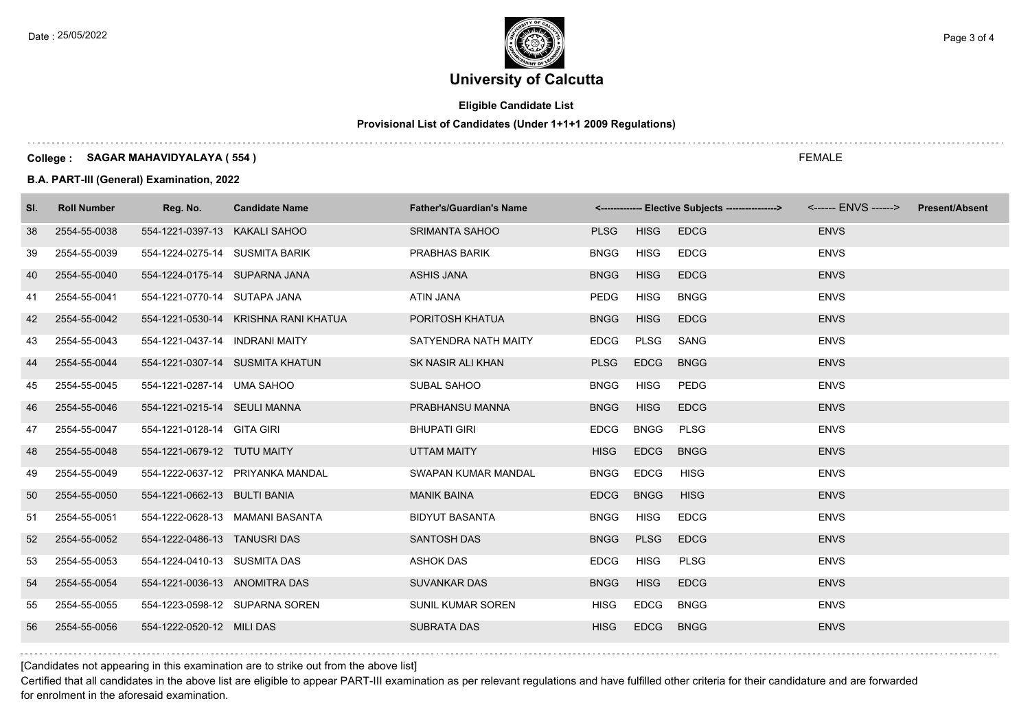# University of Calcutta

**Eligible Candidate List**

**Provisional List of Candidates (Under 1+1+1 2009 Regulations)**

**College : SAGAR MAHAVIDYALAYA ( 554 )** FEMALE

**B.A. PART-III (General) Examination, 2022**

| Sl. | Roll Number | Reg. No. | Candidate Name | Father's/Guardian's Name | <------------- Elective Subjects ----------------> | | | <------ ENVS ------> | Present/Absent |
|---|---|---|---|---|---|---|---|---|---|
| 38 | 2554-55-0038 | 554-1221-0397-13 | KAKALI SAHOO | SRIMANTA SAHOO | PLSG | HISG | EDCG | ENVS | |
| 39 | 2554-55-0039 | 554-1224-0275-14 | SUSMITA BARIK | PRABHAS BARIK | BNGG | HISG | EDCG | ENVS | |
| 40 | 2554-55-0040 | 554-1224-0175-14 | SUPARNA JANA | ASHIS JANA | BNGG | HISG | EDCG | ENVS | |
| 41 | 2554-55-0041 | 554-1221-0770-14 | SUTAPA JANA | ATIN JANA | PEDG | HISG | BNGG | ENVS | |
| 42 | 2554-55-0042 | 554-1221-0530-14 | KRISHNA RANI KHATUA | PORITOSH KHATUA | BNGG | HISG | EDCG | ENVS | |
| 43 | 2554-55-0043 | 554-1221-0437-14 | INDRANI MAITY | SATYENDRA NATH MAITY | EDCG | PLSG | SANG | ENVS | |
| 44 | 2554-55-0044 | 554-1221-0307-14 | SUSMITA KHATUN | SK NASIR ALI KHAN | PLSG | EDCG | BNGG | ENVS | |
| 45 | 2554-55-0045 | 554-1221-0287-14 | UMA SAHOO | SUBAL SAHOO | BNGG | HISG | PEDG | ENVS | |
| 46 | 2554-55-0046 | 554-1221-0215-14 | SEULI MANNA | PRABHANSU MANNA | BNGG | HISG | EDCG | ENVS | |
| 47 | 2554-55-0047 | 554-1221-0128-14 | GITA GIRI | BHUPATI GIRI | EDCG | BNGG | PLSG | ENVS | |
| 48 | 2554-55-0048 | 554-1221-0679-12 | TUTU MAITY | UTTAM MAITY | HISG | EDCG | BNGG | ENVS | |
| 49 | 2554-55-0049 | 554-1222-0637-12 | PRIYANKA MANDAL | SWAPAN KUMAR MANDAL | BNGG | EDCG | HISG | ENVS | |
| 50 | 2554-55-0050 | 554-1221-0662-13 | BULTI BANIA | MANIK BAINA | EDCG | BNGG | HISG | ENVS | |
| 51 | 2554-55-0051 | 554-1222-0628-13 | MAMANI BASANTA | BIDYUT BASANTA | BNGG | HISG | EDCG | ENVS | |
| 52 | 2554-55-0052 | 554-1222-0486-13 | TANUSRI DAS | SANTOSH DAS | BNGG | PLSG | EDCG | ENVS | |
| 53 | 2554-55-0053 | 554-1224-0410-13 | SUSMITA DAS | ASHOK DAS | EDCG | HISG | PLSG | ENVS | |
| 54 | 2554-55-0054 | 554-1221-0036-13 | ANOMITRA DAS | SUVANKAR DAS | BNGG | HISG | EDCG | ENVS | |
| 55 | 2554-55-0055 | 554-1223-0598-12 | SUPARNA SOREN | SUNIL KUMAR SOREN | HISG | EDCG | BNGG | ENVS | |
| 56 | 2554-55-0056 | 554-1222-0520-12 | MILI DAS | SUBRATA DAS | HISG | EDCG | BNGG | ENVS | |

[Candidates not appearing in this examination are to strike out from the above list]

Certified that all candidates in the above list are eligible to appear PART-III examination as per relevant regulations and have fulfilled other criteria for their candidature and are forwarded for enrolment in the aforesaid examination.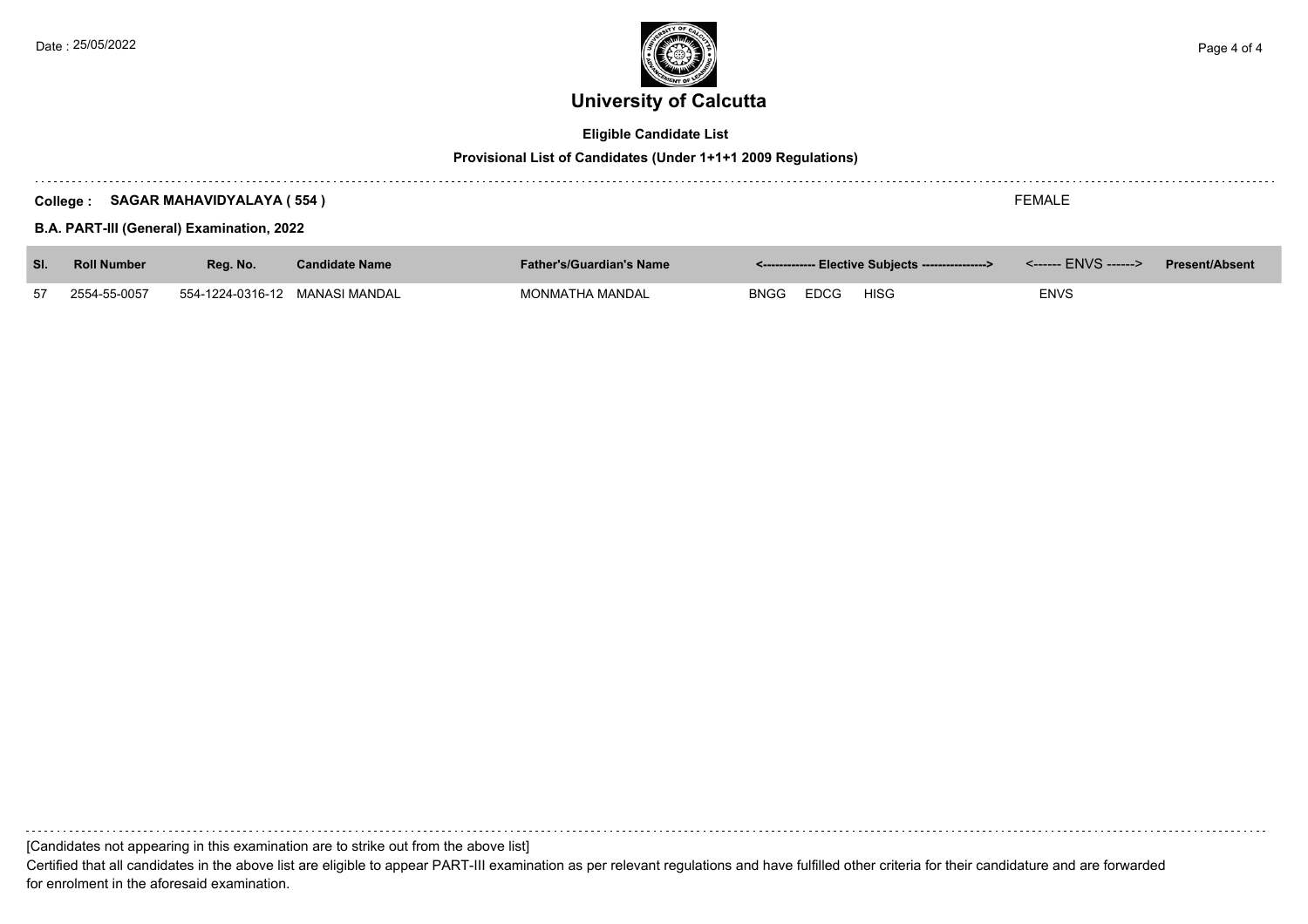# University of Calcutta

**Eligible Candidate List**

**Provisional List of Candidates (Under 1+1+1 2009 Regulations)**

**College : SAGAR MAHAVIDYALAYA ( 554 )** FEMALE

**B.A. PART-III (General) Examination, 2022**

| Sl. | Roll Number | Reg. No. | Candidate Name | Father's/Guardian's Name | <------------- Elective Subjects ----------------> | | | <------ ENVS ------> | Present/Absent |
|---|---|---|---|---|---|---|---|---|---|
| 57 | 2554-55-0057 | 554-1224-0316-12 | MANASI MANDAL | MONMATHA MANDAL | BNGG | EDCG | HISG | ENVS | |

[Candidates not appearing in this examination are to strike out from the above list]

Certified that all candidates in the above list are eligible to appear PART-III examination as per relevant regulations and have fulfilled other criteria for their candidature and are forwarded for enrolment in the aforesaid examination.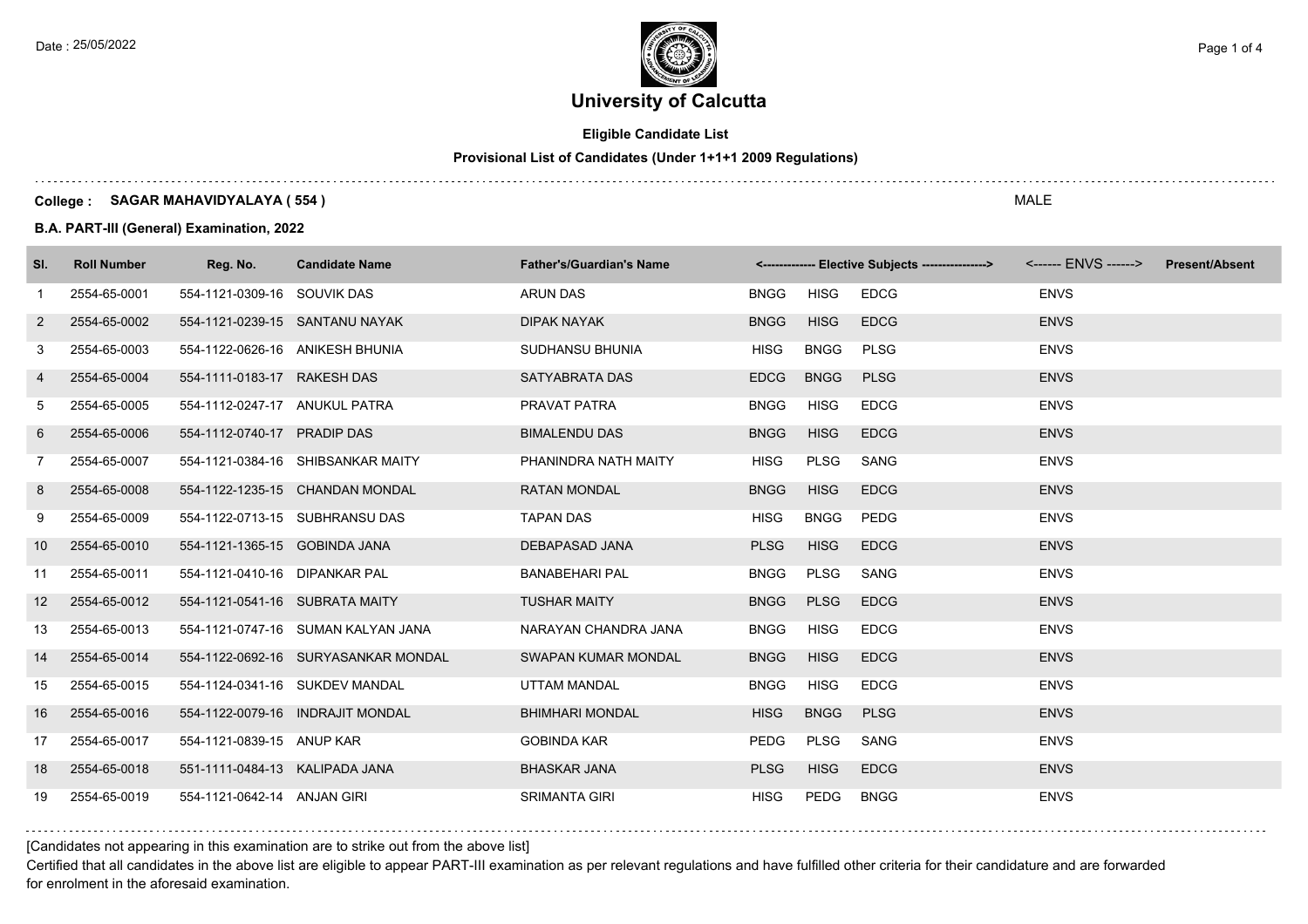# University of Calcutta

**Eligible Candidate List**

**Provisional List of Candidates (Under 1+1+1 2009 Regulations)**

**College : SAGAR MAHAVIDYALAYA ( 554 )**

MALE

**B.A. PART-III (General) Examination, 2022**

| Sl. | Roll Number | Reg. No. | Candidate Name | Father's/Guardian's Name | <------------- Elective Subjects ----------------> | | | <------ ENVS ------> | Present/Absent |
|---|---|---|---|---|---|---|---|---|---|
| 1 | 2554-65-0001 | 554-1121-0309-16 | SOUVIK DAS | ARUN DAS | BNGG | HISG | EDCG | ENVS | |
| 2 | 2554-65-0002 | 554-1121-0239-15 | SANTANU NAYAK | DIPAK NAYAK | BNGG | HISG | EDCG | ENVS | |
| 3 | 2554-65-0003 | 554-1122-0626-16 | ANIKESH BHUNIA | SUDHANSU BHUNIA | HISG | BNGG | PLSG | ENVS | |
| 4 | 2554-65-0004 | 554-1111-0183-17 | RAKESH DAS | SATYABRATA DAS | EDCG | BNGG | PLSG | ENVS | |
| 5 | 2554-65-0005 | 554-1112-0247-17 | ANUKUL PATRA | PRAVAT PATRA | BNGG | HISG | EDCG | ENVS | |
| 6 | 2554-65-0006 | 554-1112-0740-17 | PRADIP DAS | BIMALENDU DAS | BNGG | HISG | EDCG | ENVS | |
| 7 | 2554-65-0007 | 554-1121-0384-16 | SHIBSANKAR MAITY | PHANINDRA NATH MAITY | HISG | PLSG | SANG | ENVS | |
| 8 | 2554-65-0008 | 554-1122-1235-15 | CHANDAN MONDAL | RATAN MONDAL | BNGG | HISG | EDCG | ENVS | |
| 9 | 2554-65-0009 | 554-1122-0713-15 | SUBHRANSU DAS | TAPAN DAS | HISG | BNGG | PEDG | ENVS | |
| 10 | 2554-65-0010 | 554-1121-1365-15 | GOBINDA JANA | DEBAPASAD JANA | PLSG | HISG | EDCG | ENVS | |
| 11 | 2554-65-0011 | 554-1121-0410-16 | DIPANKAR PAL | BANABEHARI PAL | BNGG | PLSG | SANG | ENVS | |
| 12 | 2554-65-0012 | 554-1121-0541-16 | SUBRATA MAITY | TUSHAR MAITY | BNGG | PLSG | EDCG | ENVS | |
| 13 | 2554-65-0013 | 554-1121-0747-16 | SUMAN KALYAN JANA | NARAYAN CHANDRA JANA | BNGG | HISG | EDCG | ENVS | |
| 14 | 2554-65-0014 | 554-1122-0692-16 | SURYASANKAR MONDAL | SWAPAN KUMAR MONDAL | BNGG | HISG | EDCG | ENVS | |
| 15 | 2554-65-0015 | 554-1124-0341-16 | SUKDEV MANDAL | UTTAM MANDAL | BNGG | HISG | EDCG | ENVS | |
| 16 | 2554-65-0016 | 554-1122-0079-16 | INDRAJIT MONDAL | BHIMHARI MONDAL | HISG | BNGG | PLSG | ENVS | |
| 17 | 2554-65-0017 | 554-1121-0839-15 | ANUP KAR | GOBINDA KAR | PEDG | PLSG | SANG | ENVS | |
| 18 | 2554-65-0018 | 551-1111-0484-13 | KALIPADA JANA | BHASKAR JANA | PLSG | HISG | EDCG | ENVS | |
| 19 | 2554-65-0019 | 554-1121-0642-14 | ANJAN GIRI | SRIMANTA GIRI | HISG | PEDG | BNGG | ENVS | |

[Candidates not appearing in this examination are to strike out from the above list]

Certified that all candidates in the above list are eligible to appear PART-III examination as per relevant regulations and have fulfilled other criteria for their candidature and are forwarded for enrolment in the aforesaid examination.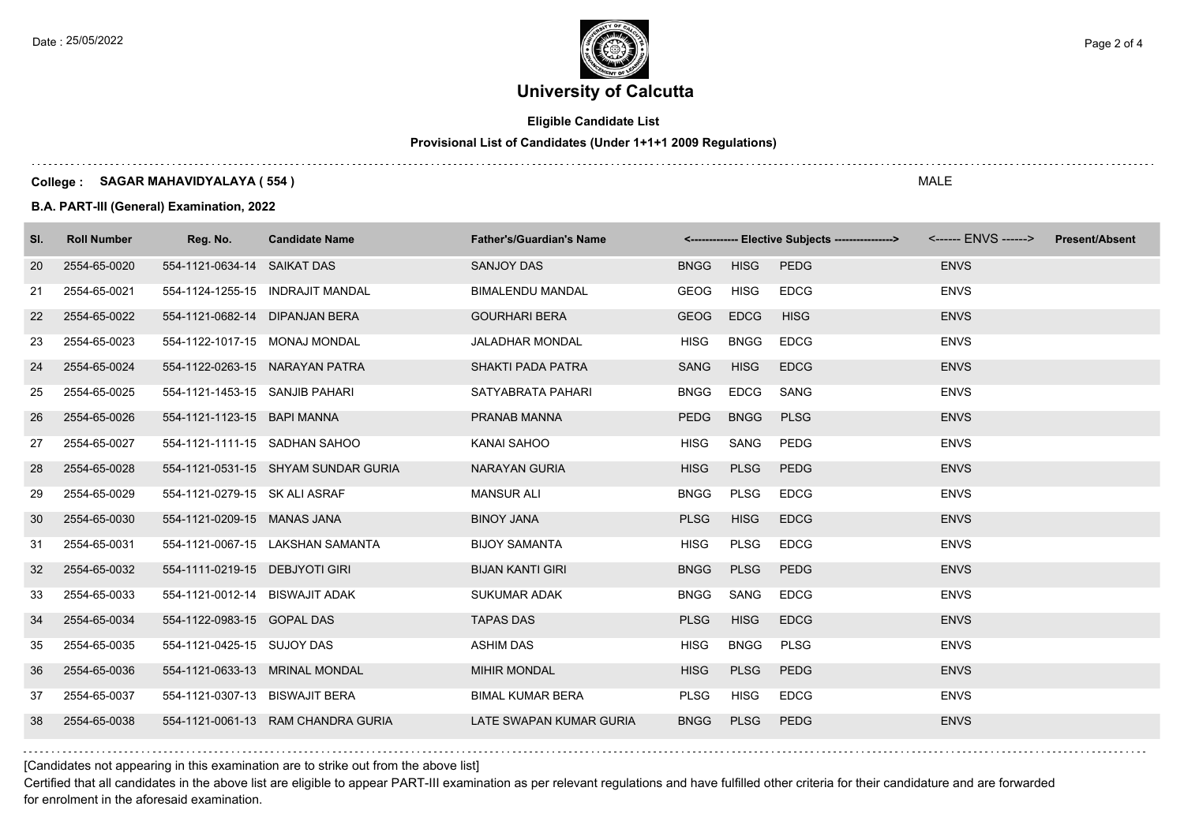# University of Calcutta

**Eligible Candidate List**

**Provisional List of Candidates (Under 1+1+1 2009 Regulations)**

**College : SAGAR MAHAVIDYALAYA ( 554 )** MALE

**B.A. PART-III (General) Examination, 2022**

| Sl. | Roll Number | Reg. No. | Candidate Name | Father's/Guardian's Name | <------------- Elective Subjects ---------------> | | | <------ ENVS ------> | Present/Absent |
|---|---|---|---|---|---|---|---|---|---|
| 20 | 2554-65-0020 | 554-1121-0634-14 | SAIKAT DAS | SANJOY DAS | BNGG | HISG | PEDG | ENVS | |
| 21 | 2554-65-0021 | 554-1124-1255-15 | INDRAJIT MANDAL | BIMALENDU MANDAL | GEOG | HISG | EDCG | ENVS | |
| 22 | 2554-65-0022 | 554-1121-0682-14 | DIPANJAN BERA | GOURHARI BERA | GEOG | EDCG | HISG | ENVS | |
| 23 | 2554-65-0023 | 554-1122-1017-15 | MONAJ MONDAL | JALADHAR MONDAL | HISG | BNGG | EDCG | ENVS | |
| 24 | 2554-65-0024 | 554-1122-0263-15 | NARAYAN PATRA | SHAKTI PADA PATRA | SANG | HISG | EDCG | ENVS | |
| 25 | 2554-65-0025 | 554-1121-1453-15 | SANJIB PAHARI | SATYABRATA PAHARI | BNGG | EDCG | SANG | ENVS | |
| 26 | 2554-65-0026 | 554-1121-1123-15 | BAPI MANNA | PRANAB MANNA | PEDG | BNGG | PLSG | ENVS | |
| 27 | 2554-65-0027 | 554-1121-1111-15 | SADHAN SAHOO | KANAI SAHOO | HISG | SANG | PEDG | ENVS | |
| 28 | 2554-65-0028 | 554-1121-0531-15 | SHYAM SUNDAR GURIA | NARAYAN GURIA | HISG | PLSG | PEDG | ENVS | |
| 29 | 2554-65-0029 | 554-1121-0279-15 | SK ALI ASRAF | MANSUR ALI | BNGG | PLSG | EDCG | ENVS | |
| 30 | 2554-65-0030 | 554-1121-0209-15 | MANAS JANA | BINOY JANA | PLSG | HISG | EDCG | ENVS | |
| 31 | 2554-65-0031 | 554-1121-0067-15 | LAKSHAN SAMANTA | BIJOY SAMANTA | HISG | PLSG | EDCG | ENVS | |
| 32 | 2554-65-0032 | 554-1111-0219-15 | DEBJYOTI GIRI | BIJAN KANTI GIRI | BNGG | PLSG | PEDG | ENVS | |
| 33 | 2554-65-0033 | 554-1121-0012-14 | BISWAJIT ADAK | SUKUMAR ADAK | BNGG | SANG | EDCG | ENVS | |
| 34 | 2554-65-0034 | 554-1122-0983-15 | GOPAL DAS | TAPAS DAS | PLSG | HISG | EDCG | ENVS | |
| 35 | 2554-65-0035 | 554-1121-0425-15 | SUJOY DAS | ASHIM DAS | HISG | BNGG | PLSG | ENVS | |
| 36 | 2554-65-0036 | 554-1121-0633-13 | MRINAL MONDAL | MIHIR MONDAL | HISG | PLSG | PEDG | ENVS | |
| 37 | 2554-65-0037 | 554-1121-0307-13 | BISWAJIT BERA | BIMAL KUMAR BERA | PLSG | HISG | EDCG | ENVS | |
| 38 | 2554-65-0038 | 554-1121-0061-13 | RAM CHANDRA GURIA | LATE SWAPAN KUMAR GURIA | BNGG | PLSG | PEDG | ENVS | |

[Candidates not appearing in this examination are to strike out from the above list]

Certified that all candidates in the above list are eligible to appear PART-III examination as per relevant regulations and have fulfilled other criteria for their candidature and are forwarded for enrolment in the aforesaid examination.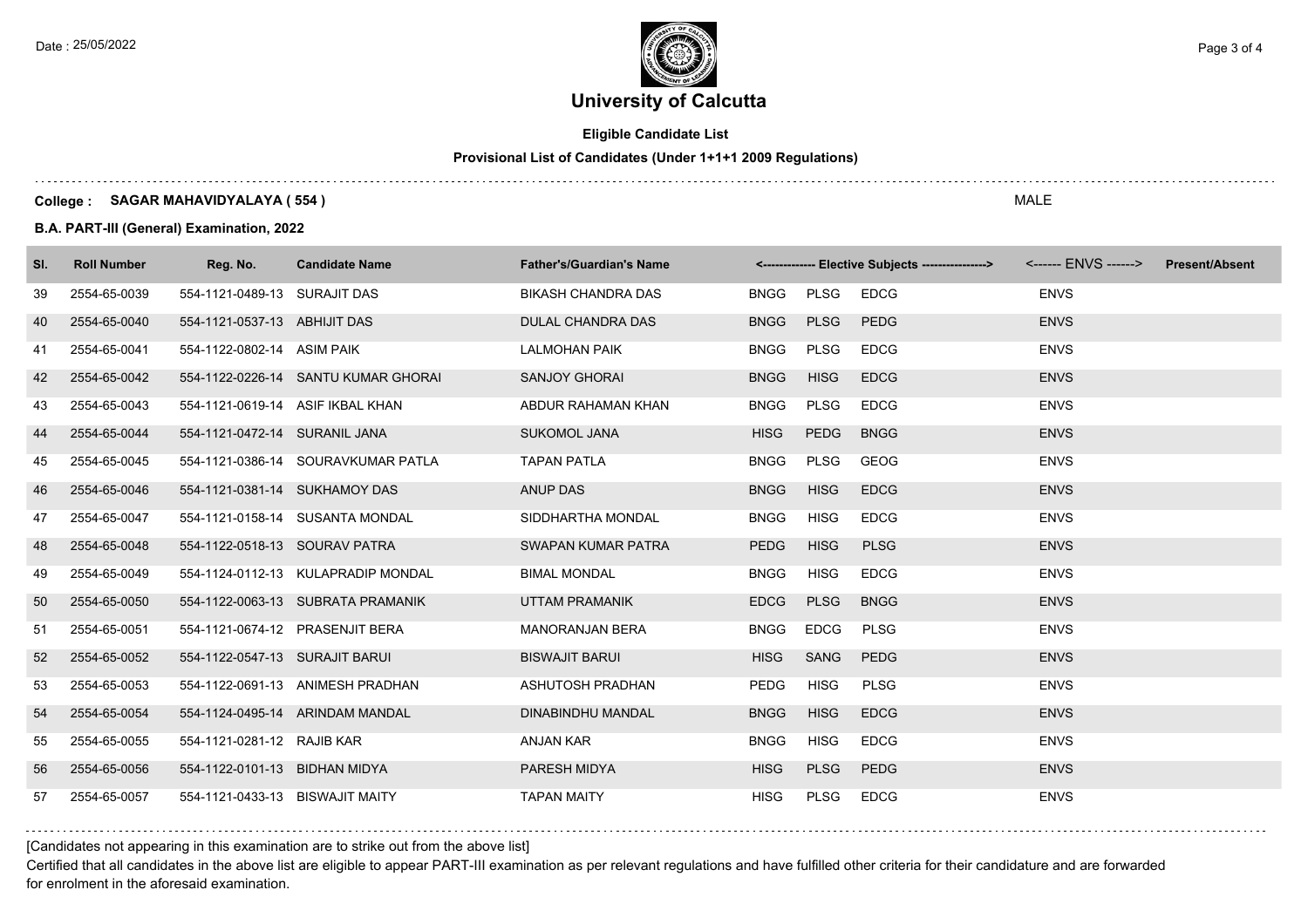# University of Calcutta

**Eligible Candidate List**

**Provisional List of Candidates (Under 1+1+1 2009 Regulations)**

**College : SAGAR MAHAVIDYALAYA ( 554 )** MALE

**B.A. PART-III (General) Examination, 2022**

| Sl. | Roll Number | Reg. No. | Candidate Name | Father's/Guardian's Name | <------------- Elective Subjects ----------------> | | | <------ ENVS ------> | Present/Absent |
|---|---|---|---|---|---|---|---|---|---|
| 39 | 2554-65-0039 | 554-1121-0489-13 | SURAJIT DAS | BIKASH CHANDRA DAS | BNGG | PLSG | EDCG | ENVS | |
| 40 | 2554-65-0040 | 554-1121-0537-13 | ABHIJIT DAS | DULAL CHANDRA DAS | BNGG | PLSG | PEDG | ENVS | |
| 41 | 2554-65-0041 | 554-1122-0802-14 | ASIM PAIK | LALMOHAN PAIK | BNGG | PLSG | EDCG | ENVS | |
| 42 | 2554-65-0042 | 554-1122-0226-14 | SANTU KUMAR GHORAI | SANJOY GHORAI | BNGG | HISG | EDCG | ENVS | |
| 43 | 2554-65-0043 | 554-1121-0619-14 | ASIF IKBAL KHAN | ABDUR RAHAMAN KHAN | BNGG | PLSG | EDCG | ENVS | |
| 44 | 2554-65-0044 | 554-1121-0472-14 | SURANIL JANA | SUKOMOL JANA | HISG | PEDG | BNGG | ENVS | |
| 45 | 2554-65-0045 | 554-1121-0386-14 | SOURAVKUMAR PATLA | TAPAN PATLA | BNGG | PLSG | GEOG | ENVS | |
| 46 | 2554-65-0046 | 554-1121-0381-14 | SUKHAMOY DAS | ANUP DAS | BNGG | HISG | EDCG | ENVS | |
| 47 | 2554-65-0047 | 554-1121-0158-14 | SUSANTA MONDAL | SIDDHARTHA MONDAL | BNGG | HISG | EDCG | ENVS | |
| 48 | 2554-65-0048 | 554-1122-0518-13 | SOURAV PATRA | SWAPAN KUMAR PATRA | PEDG | HISG | PLSG | ENVS | |
| 49 | 2554-65-0049 | 554-1124-0112-13 | KULAPRADIP MONDAL | BIMAL MONDAL | BNGG | HISG | EDCG | ENVS | |
| 50 | 2554-65-0050 | 554-1122-0063-13 | SUBRATA PRAMANIK | UTTAM PRAMANIK | EDCG | PLSG | BNGG | ENVS | |
| 51 | 2554-65-0051 | 554-1121-0674-12 | PRASENJIT BERA | MANORANJAN BERA | BNGG | EDCG | PLSG | ENVS | |
| 52 | 2554-65-0052 | 554-1122-0547-13 | SURAJIT BARUI | BISWAJIT BARUI | HISG | SANG | PEDG | ENVS | |
| 53 | 2554-65-0053 | 554-1122-0691-13 | ANIMESH PRADHAN | ASHUTOSH PRADHAN | PEDG | HISG | PLSG | ENVS | |
| 54 | 2554-65-0054 | 554-1124-0495-14 | ARINDAM MANDAL | DINABINDHU MANDAL | BNGG | HISG | EDCG | ENVS | |
| 55 | 2554-65-0055 | 554-1121-0281-12 | RAJIB KAR | ANJAN KAR | BNGG | HISG | EDCG | ENVS | |
| 56 | 2554-65-0056 | 554-1122-0101-13 | BIDHAN MIDYA | PARESH MIDYA | HISG | PLSG | PEDG | ENVS | |
| 57 | 2554-65-0057 | 554-1121-0433-13 | BISWAJIT MAITY | TAPAN MAITY | HISG | PLSG | EDCG | ENVS | |

[Candidates not appearing in this examination are to strike out from the above list]

Certified that all candidates in the above list are eligible to appear PART-III examination as per relevant regulations and have fulfilled other criteria for their candidature and are forwarded for enrolment in the aforesaid examination.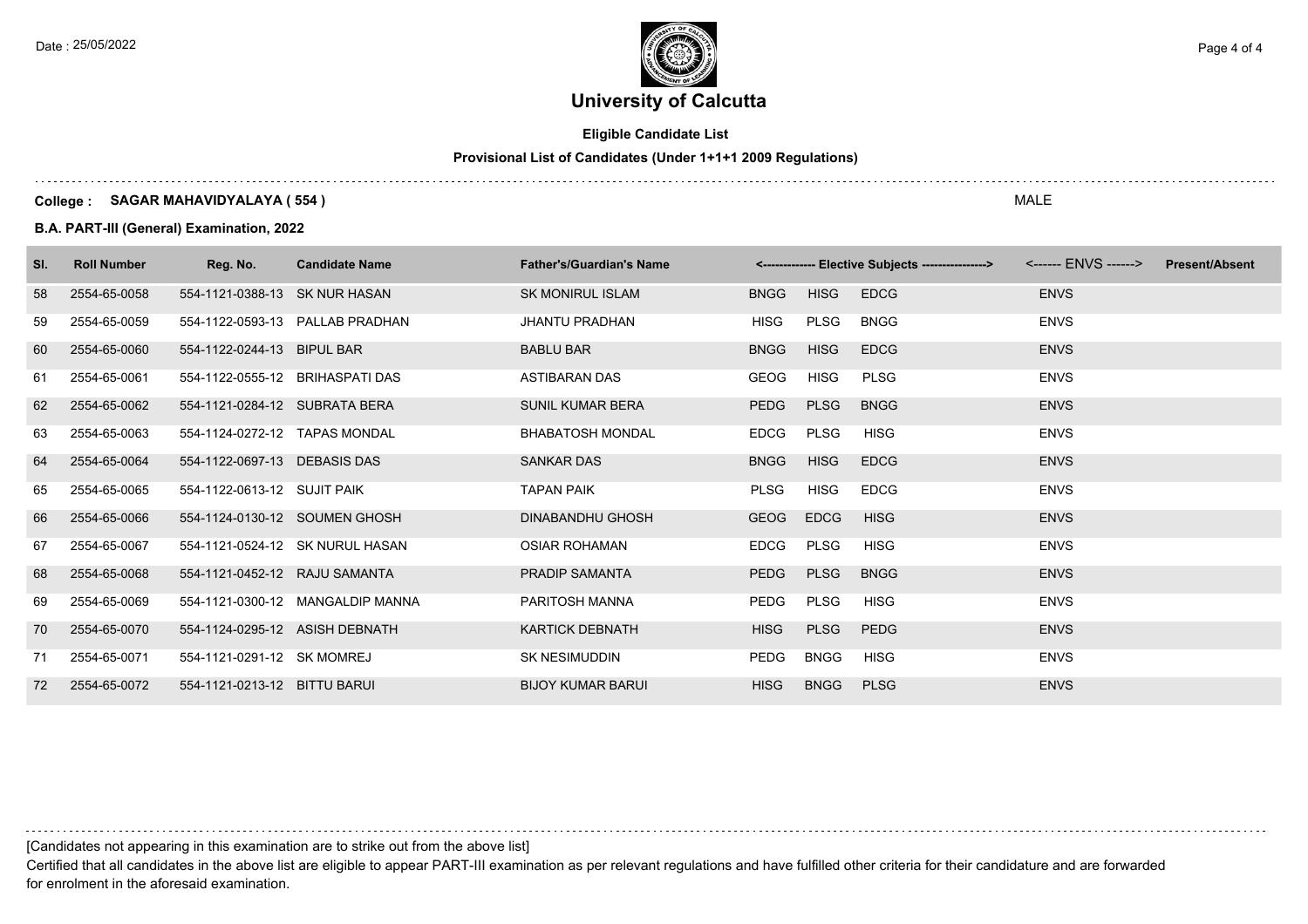# University of Calcutta

**Eligible Candidate List**

**Provisional List of Candidates (Under 1+1+1 2009 Regulations)**

**College : SAGAR MAHAVIDYALAYA ( 554 )** MALE

**B.A. PART-III (General) Examination, 2022**

| Sl. | Roll Number | Reg. No. | Candidate Name | Father's/Guardian's Name | <------------- Elective Subjects ----------------> | | | <------ ENVS ------> | Present/Absent |
|---|---|---|---|---|---|---|---|---|---|
| 58 | 2554-65-0058 | 554-1121-0388-13 | SK NUR HASAN | SK MONIRUL ISLAM | BNGG | HISG | EDCG | ENVS | |
| 59 | 2554-65-0059 | 554-1122-0593-13 | PALLAB PRADHAN | JHANTU PRADHAN | HISG | PLSG | BNGG | ENVS | |
| 60 | 2554-65-0060 | 554-1122-0244-13 | BIPUL BAR | BABLU BAR | BNGG | HISG | EDCG | ENVS | |
| 61 | 2554-65-0061 | 554-1122-0555-12 | BRIHASPATI DAS | ASTIBARAN DAS | GEOG | HISG | PLSG | ENVS | |
| 62 | 2554-65-0062 | 554-1121-0284-12 | SUBRATA BERA | SUNIL KUMAR BERA | PEDG | PLSG | BNGG | ENVS | |
| 63 | 2554-65-0063 | 554-1124-0272-12 | TAPAS MONDAL | BHABATOSH MONDAL | EDCG | PLSG | HISG | ENVS | |
| 64 | 2554-65-0064 | 554-1122-0697-13 | DEBASIS DAS | SANKAR DAS | BNGG | HISG | EDCG | ENVS | |
| 65 | 2554-65-0065 | 554-1122-0613-12 | SUJIT PAIK | TAPAN PAIK | PLSG | HISG | EDCG | ENVS | |
| 66 | 2554-65-0066 | 554-1124-0130-12 | SOUMEN GHOSH | DINABANDHU GHOSH | GEOG | EDCG | HISG | ENVS | |
| 67 | 2554-65-0067 | 554-1121-0524-12 | SK NURUL HASAN | OSIAR ROHAMAN | EDCG | PLSG | HISG | ENVS | |
| 68 | 2554-65-0068 | 554-1121-0452-12 | RAJU SAMANTA | PRADIP SAMANTA | PEDG | PLSG | BNGG | ENVS | |
| 69 | 2554-65-0069 | 554-1121-0300-12 | MANGALDIP MANNA | PARITOSH MANNA | PEDG | PLSG | HISG | ENVS | |
| 70 | 2554-65-0070 | 554-1124-0295-12 | ASISH DEBNATH | KARTICK DEBNATH | HISG | PLSG | PEDG | ENVS | |
| 71 | 2554-65-0071 | 554-1121-0291-12 | SK MOMREJ | SK NESIMUDDIN | PEDG | BNGG | HISG | ENVS | |
| 72 | 2554-65-0072 | 554-1121-0213-12 | BITTU BARUI | BIJOY KUMAR BARUI | HISG | BNGG | PLSG | ENVS | |

[Candidates not appearing in this examination are to strike out from the above list]

Certified that all candidates in the above list are eligible to appear PART-III examination as per relevant regulations and have fulfilled other criteria for their candidature and are forwarded for enrolment in the aforesaid examination.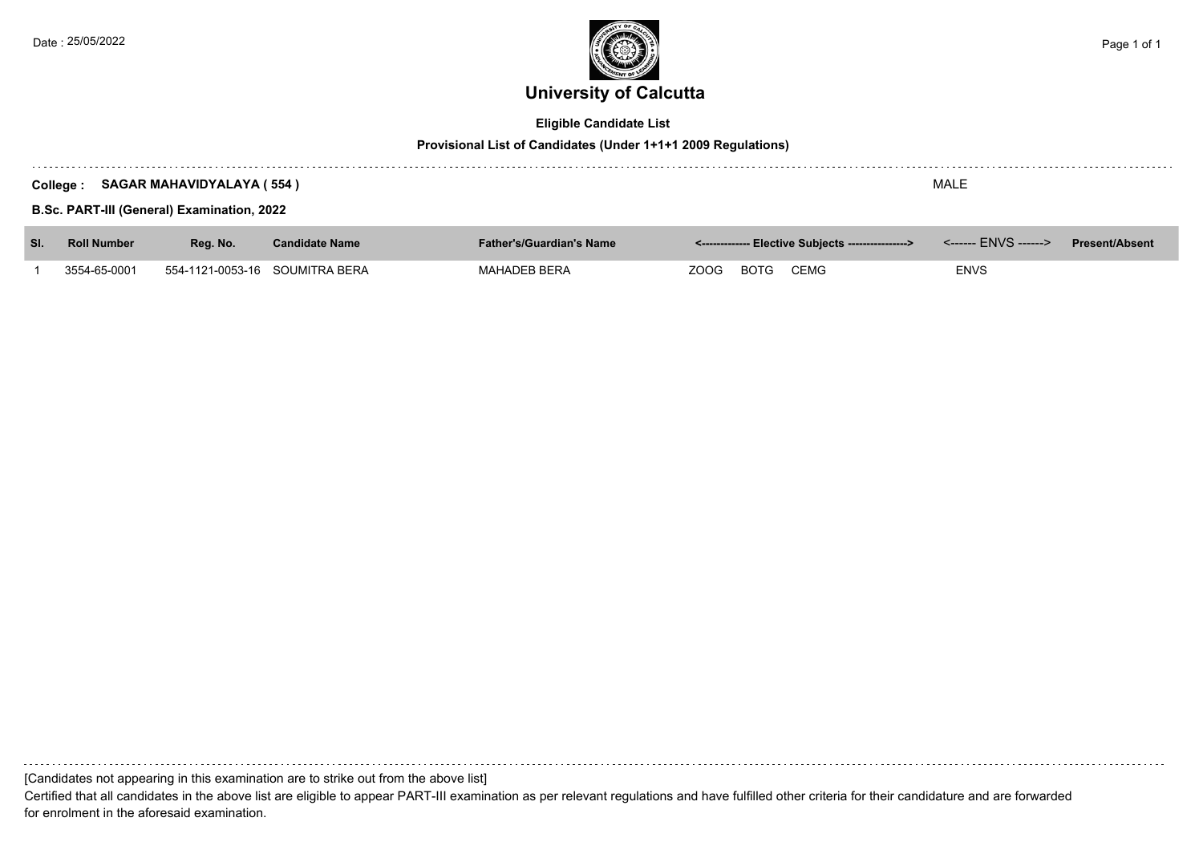Date : 25/05/2022

# University of Calcutta

**Eligible Candidate List**

**Provisional List of Candidates (Under 1+1+1 2009 Regulations)**

**College : SAGAR MAHAVIDYALAYA ( 554 )** MALE

**B.Sc. PART-III (General) Examination, 2022**

| Sl. | Roll Number | Reg. No. | Candidate Name | Father's/Guardian's Name | <------------- Elective Subjects ----------------> | | | <------ ENVS ------> | Present/Absent |
|---|---|---|---|---|---|---|---|---|---|
| 1 | 3554-65-0001 | 554-1121-0053-16 | SOUMITRA BERA | MAHADEB BERA | ZOOG | BOTG | CEMG | ENVS | |

[Candidates not appearing in this examination are to strike out from the above list]

Certified that all candidates in the above list are eligible to appear PART-III examination as per relevant regulations and have fulfilled other criteria for their candidature and are forwarded for enrolment in the aforesaid examination.